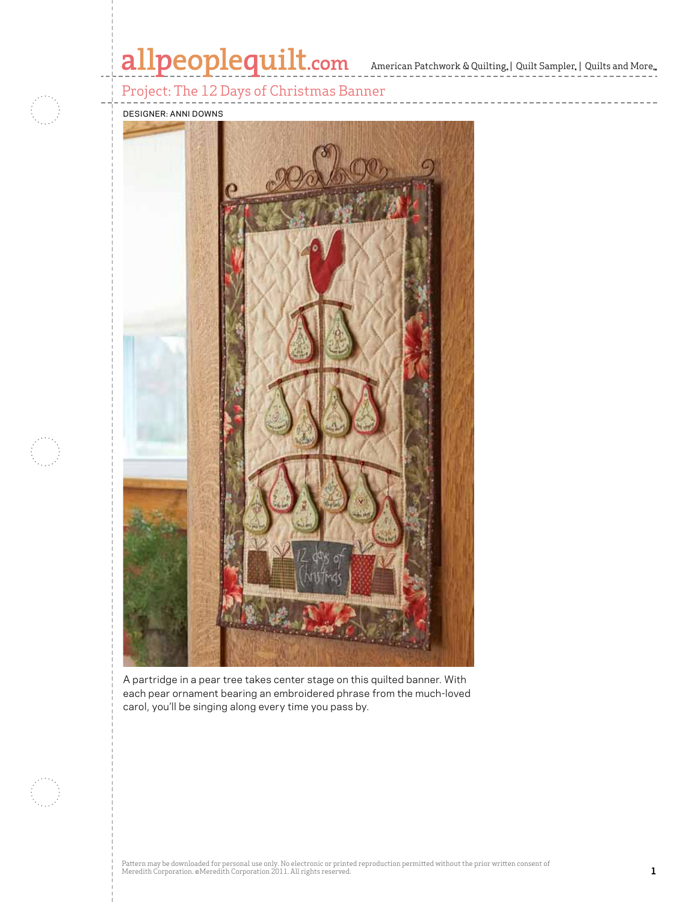# Project: The 12 Days of Christmas Banner

DESIGNER: ANNI DOWNS

A partridge in a pear tree takes center stage on this quilted banner. With each pear ornament bearing an embroidered phrase from the much-loved carol, you'll be singing along every time you pass by.

Pattern may be downloaded for personal use only. No electronic or printed reproduction permitted without the prior written consent of Meredith Corporation. ©Meredith Corporation 2011. All rights reserved.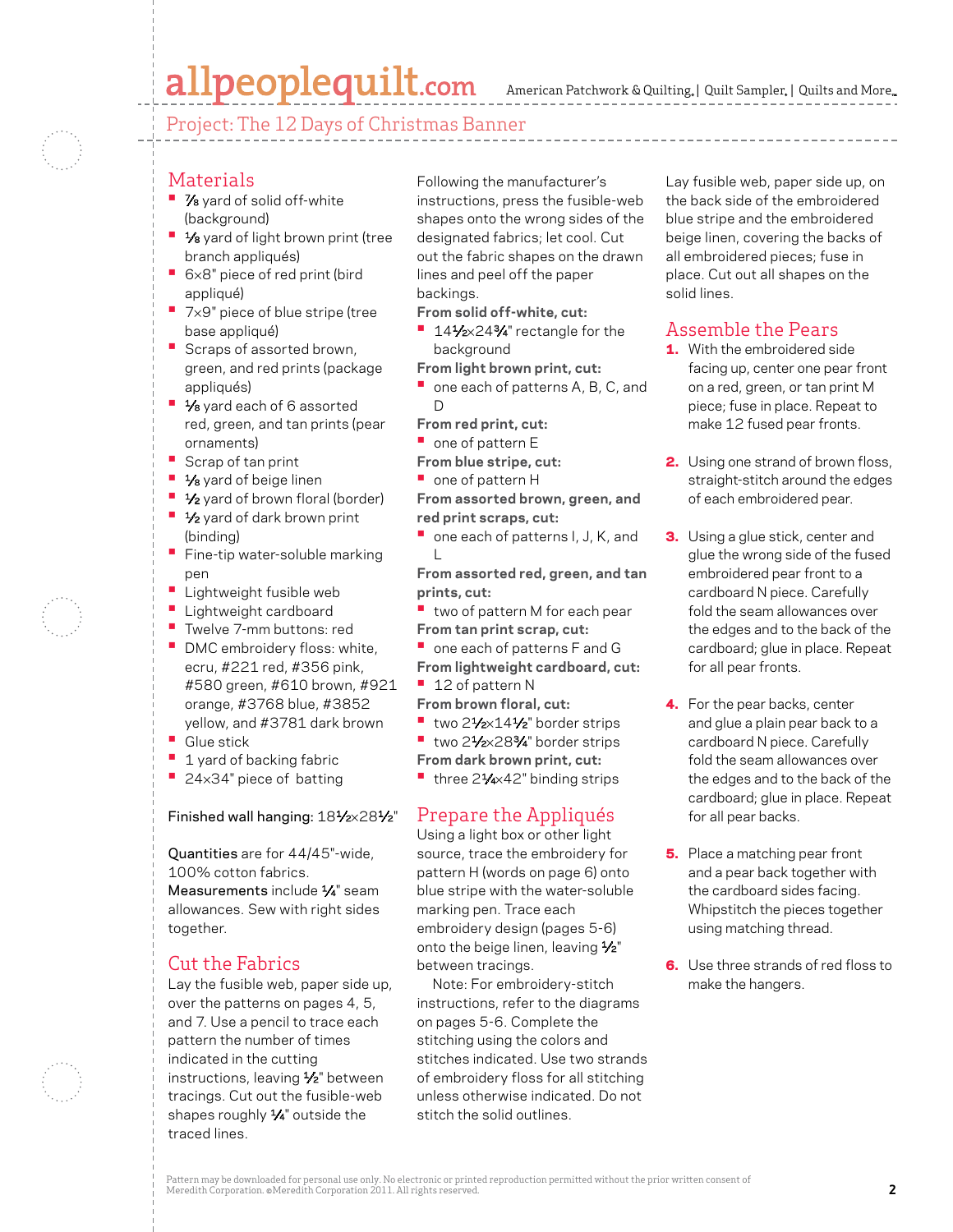## Project: The 12 Days of Christmas Banner

## Materials

- ⅞ yard of solid off-white (background)
- ⅛ yard of light brown print (tree branch appliqués)
- 6×8" piece of red print (bird appliqué)
- 7×9" piece of blue stripe (tree base appliqué)
- Scraps of assorted brown, green, and red prints (package appliqués)
- ⅛ yard each of 6 assorted red, green, and tan prints (pear ornaments)
- Scrap of tan print
- ⅛ yard of beige linen
- ½ yard of brown floral (border)
- ½ yard of dark brown print (binding)
- Fine-tip water-soluble marking pen
- Lightweight fusible web
- Lightweight cardboard
- Twelve 7-mm buttons: red
- DMC embroidery floss: white, ecru, #221 red, #356 pink, #580 green, #610 brown, #921 orange, #3768 blue, #3852 yellow, and #3781 dark brown
- Glue stick
- 1 yard of backing fabric
- 24×34" piece of batting

Finished wall hanging: 18½×28½"

Quantities are for 44/45"-wide, 100% cotton fabrics.
Measurements include ¼" seam allowances. Sew with right sides together.

## Cut the Fabrics

Lay the fusible web, paper side up, over the patterns on pages 4, 5, and 7. Use a pencil to trace each pattern the number of times indicated in the cutting instructions, leaving ½" between tracings. Cut out the fusible-web shapes roughly ¼" outside the traced lines.

Following the manufacturer's instructions, press the fusible-web shapes onto the wrong sides of the designated fabrics; let cool. Cut out the fabric shapes on the drawn lines and peel off the paper backings.

**From solid off-white, cut:**

- 14½×24¾" rectangle for the background

**From light brown print, cut:**

- one each of patterns A, B, C, and D

**From red print, cut:**

- one of pattern E

**From blue stripe, cut:**

- one of pattern H

**From assorted brown, green, and red print scraps, cut:**

- one each of patterns I, J, K, and L

**From assorted red, green, and tan prints, cut:**

- two of pattern M for each pear

**From tan print scrap, cut:**

- one each of patterns F and G

**From lightweight cardboard, cut:**

- 12 of pattern N

**From brown floral, cut:**

- two 2½×14½" border strips
- two 2½×28¾" border strips

**From dark brown print, cut:**

- three 2¼×42" binding strips

## Prepare the Appliqués

Using a light box or other light source, trace the embroidery for pattern H (words on page 6) onto blue stripe with the water-soluble marking pen. Trace each embroidery design (pages 5-6) onto the beige linen, leaving ½" between tracings.

Note: For embroidery-stitch instructions, refer to the diagrams on pages 5-6. Complete the stitching using the colors and stitches indicated. Use two strands of embroidery floss for all stitching unless otherwise indicated. Do not stitch the solid outlines.

Lay fusible web, paper side up, on the back side of the embroidered blue stripe and the embroidered beige linen, covering the backs of all embroidered pieces; fuse in place. Cut out all shapes on the solid lines.

## Assemble the Pears

1. With the embroidered side facing up, center one pear front on a red, green, or tan print M piece; fuse in place. Repeat to make 12 fused pear fronts.
2. Using one strand of brown floss, straight-stitch around the edges of each embroidered pear.
3. Using a glue stick, center and glue the wrong side of the fused embroidered pear front to a cardboard N piece. Carefully fold the seam allowances over the edges and to the back of the cardboard; glue in place. Repeat for all pear fronts.
4. For the pear backs, center and glue a plain pear back to a cardboard N piece. Carefully fold the seam allowances over the edges and to the back of the cardboard; glue in place. Repeat for all pear backs.
5. Place a matching pear front and a pear back together with the cardboard sides facing. Whipstitch the pieces together using matching thread.
6. Use three strands of red floss to make the hangers.

Pattern may be downloaded for personal use only. No electronic or printed reproduction permitted without the prior written consent of Meredith Corporation. ©Meredith Corporation 2011. All rights reserved.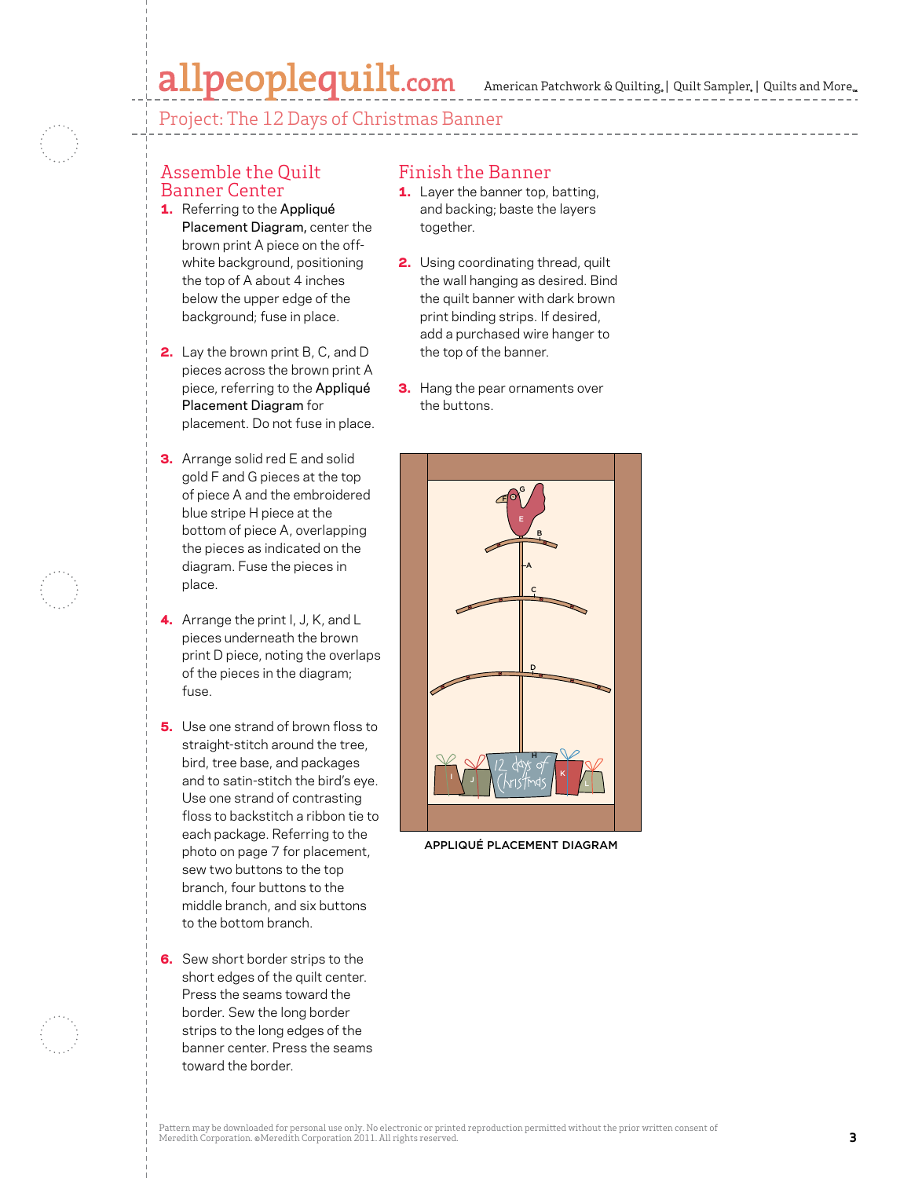## Assemble the Quilt Banner Center

1. Referring to the Appliqué Placement Diagram, center the brown print A piece on the off-white background, positioning the top of A about 4 inches below the upper edge of the background; fuse in place.

2. Lay the brown print B, C, and D pieces across the brown print A piece, referring to the Appliqué Placement Diagram for placement. Do not fuse in place.

3. Arrange solid red E and solid gold F and G pieces at the top of piece A and the embroidered blue stripe H piece at the bottom of piece A, overlapping the pieces as indicated on the diagram. Fuse the pieces in place.

4. Arrange the print I, J, K, and L pieces underneath the brown print D piece, noting the overlaps of the pieces in the diagram; fuse.

5. Use one strand of brown floss to straight-stitch around the tree, bird, tree base, and packages and to satin-stitch the bird's eye. Use one strand of contrasting floss to backstitch a ribbon tie to each package. Referring to the photo on page 7 for placement, sew two buttons to the top branch, four buttons to the middle branch, and six buttons to the bottom branch.

6. Sew short border strips to the short edges of the quilt center. Press the seams toward the border. Sew the long border strips to the long edges of the banner center. Press the seams toward the border.

## Finish the Banner

1. Layer the banner top, batting, and backing; baste the layers together.

2. Using coordinating thread, quilt the wall hanging as desired. Bind the quilt banner with dark brown print binding strips. If desired, add a purchased wire hanger to the top of the banner.

3. Hang the pear ornaments over the buttons.

APPLIQUÉ PLACEMENT DIAGRAM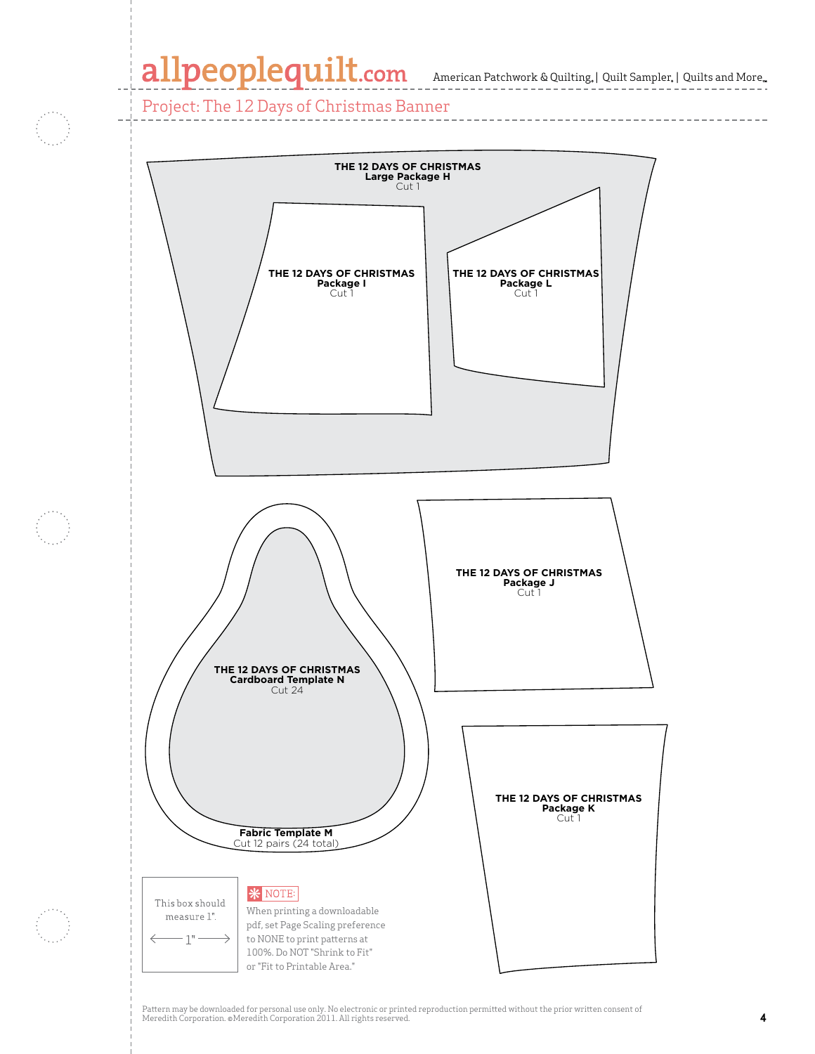Project: The 12 Days of Christmas Banner

**THE 12 DAYS OF CHRISTMAS**
**Large Package H**
Cut 1

**THE 12 DAYS OF CHRISTMAS**
**Package I**
Cut 1

**THE 12 DAYS OF CHRISTMAS**
**Package L**
Cut 1

**THE 12 DAYS OF CHRISTMAS**
**Package J**
Cut 1

**THE 12 DAYS OF CHRISTMAS**
**Cardboard Template N**
Cut 24

**Fabric Template M**
Cut 12 pairs (24 total)

**THE 12 DAYS OF CHRISTMAS**
**Package K**
Cut 1

This box should measure 1".

1"

NOTE:
When printing a downloadable pdf, set Page Scaling preference to NONE to print patterns at 100%. Do NOT "Shrink to Fit" or "Fit to Printable Area."

Pattern may be downloaded for personal use only. No electronic or printed reproduction permitted without the prior written consent of Meredith Corporation. ©Meredith Corporation 2011. All rights reserved.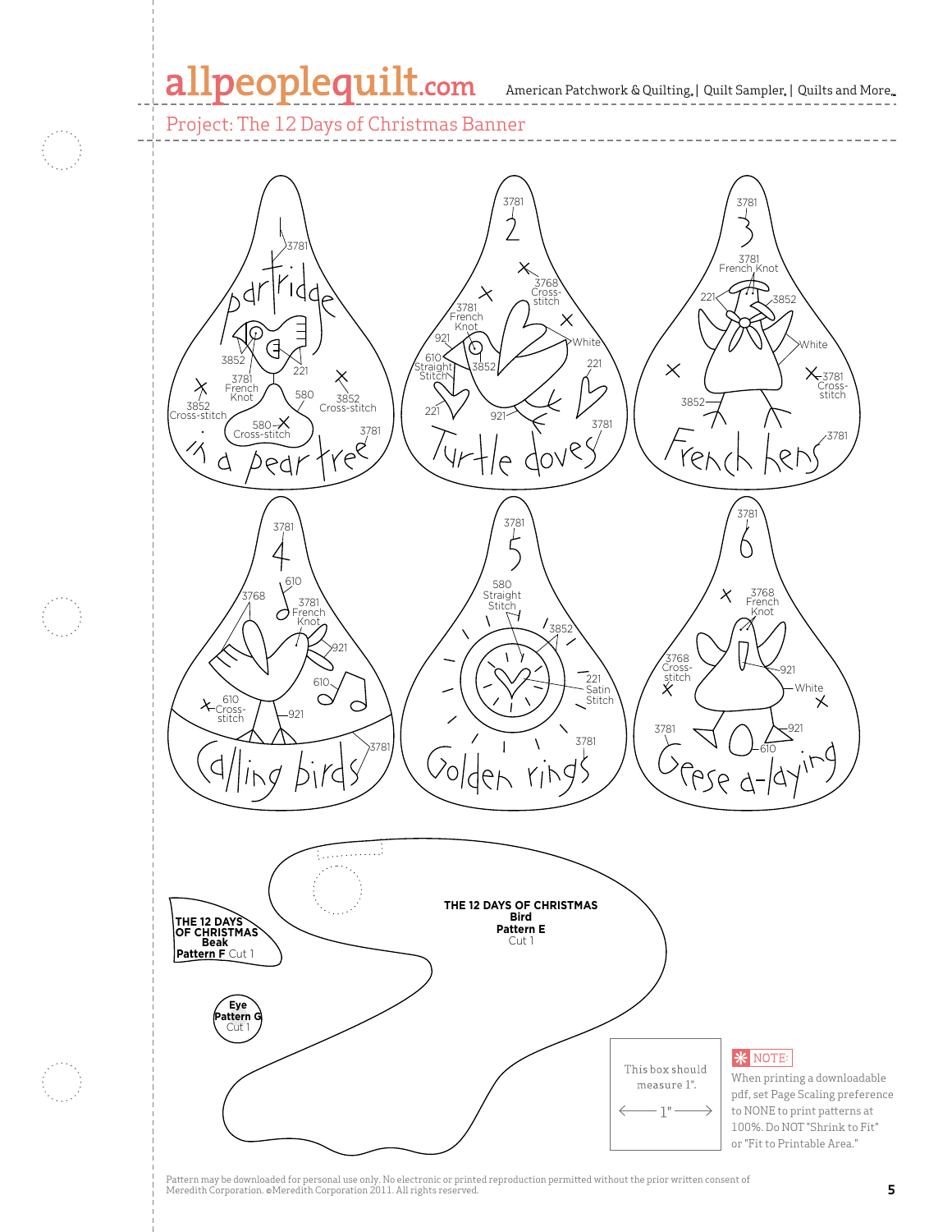# Project: The 12 Days of Christmas Banner

partridge

3781

3852

221

3781 French Knot

580

3852 Cross-stitch

3852 Cross-stitch

580 Cross-stitch

3781

in a pear tree

3781

2

3768 Cross-stitch

3781 French Knot

921

White

610 Straight Stitch

3852

221

221

921

3781

Turtle doves

3781

3

3781 French Knot

221

3852

White

3781 Cross-stitch

3852

3781

French hens

3781

4

610

3768

3781 French Knot

921

610

610 Cross-stitch

921

3781

Calling birds

3781

5

580 Straight Stitch

3852

221 Satin Stitch

3781

Golden rings

3781

6

3768 French Knot

3768 Cross-stitch

921

White

3781

921

610

Geese a-laying

**THE 12 DAYS OF CHRISTMAS**
**Bird**
**Pattern E**
Cut 1

**THE 12 DAYS OF CHRISTMAS**
**Beak**
**Pattern F** Cut 1

**Eye**
**Pattern G**
Cut 1

This box should measure 1".

1"

NOTE:
When printing a downloadable pdf, set Page Scaling preference to NONE to print patterns at 100%. Do NOT "Shrink to Fit" or "Fit to Printable Area."

Pattern may be downloaded for personal use only. No electronic or printed reproduction permitted without the prior written consent of Meredith Corporation. ©Meredith Corporation 2011. All rights reserved.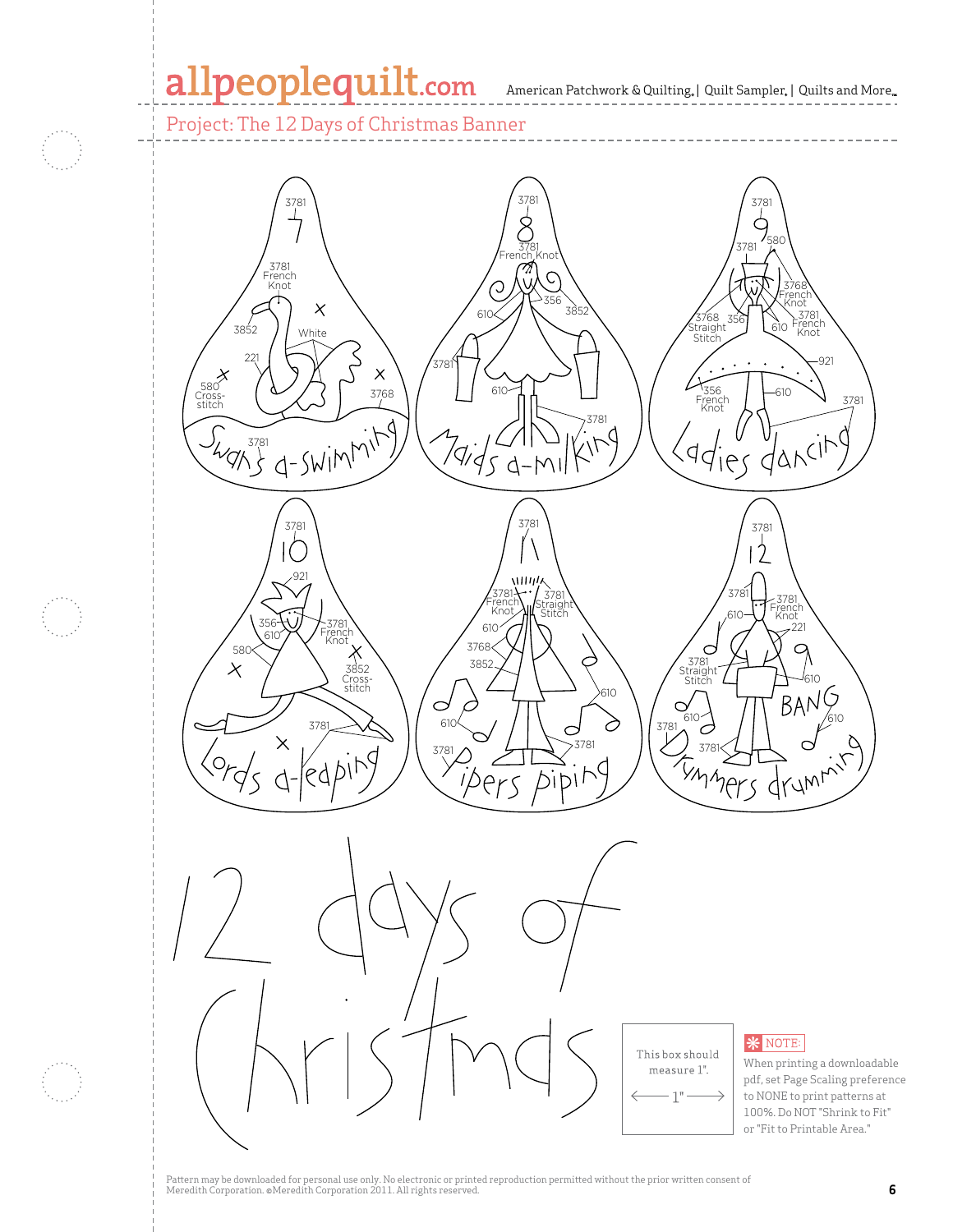Project: The 12 Days of Christmas Banner

7 — Swans a-swimming

3781 French Knot; 3852; White; 221; 580 Cross-stitch; 3768; 3781

8 — Maids a-milking

3781; 3781 French Knot; 356; 3852; 610; 3781; 610; 3781

9 — Ladies dancing

3781; 580; 3781; 3768 French Knot; 3768 Straight Stitch; 356; 3781 French Knot; 610; 921; 356 French Knot; 610; 3781

10 — Lords a-leaping

3781; 921; 356; 610; 3781 French Knot; 580; 3852 Cross-stitch; 3781

11 — Pipers piping

3781; 3781 French Knot; 3781 Straight Stitch; 610; 3768; 3852; 610; 610; 3781; 3781

12 — Drummers drumming

3781; 3781; 3781 French Knot; 610; 221; 3781 Straight Stitch; 610; BANG; 610; 610; 3781; 3781

12 days of Christmas

This box should measure 1".

1"

NOTE: When printing a downloadable pdf, set Page Scaling preference to NONE to print patterns at 100%. Do NOT "Shrink to Fit" or "Fit to Printable Area."

Pattern may be downloaded for personal use only. No electronic or printed reproduction permitted without the prior written consent of Meredith Corporation. ©Meredith Corporation 2011. All rights reserved.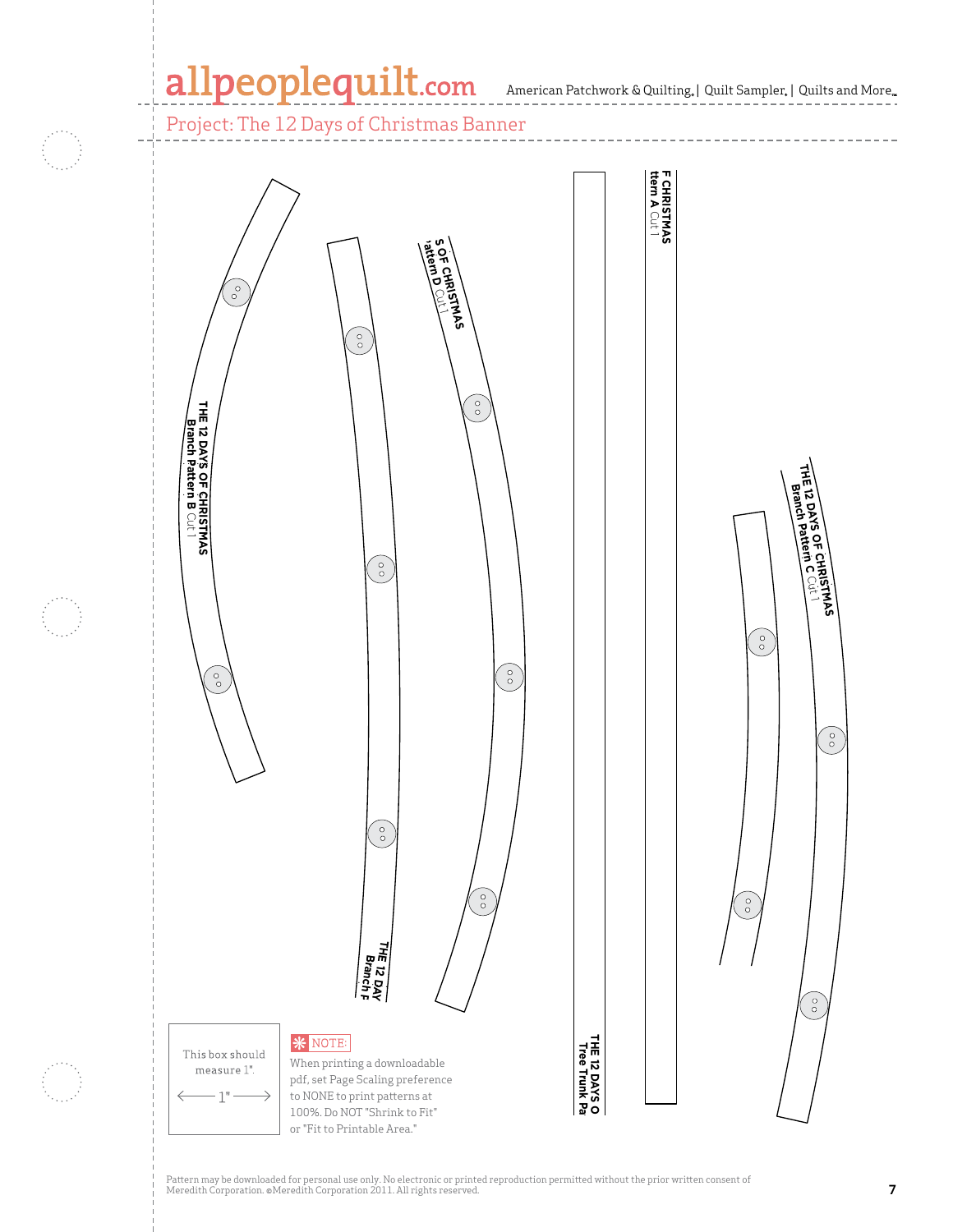## Project: The 12 Days of Christmas Banner

THE 12 DAYS OF CHRISTMAS
Branch Pattern B Cut 1

THE 12 DAY
Branch P

S OF CHRISTMAS
'attern D Cut 1

THE 12 DAYS O
Tree Trunk Pa

F CHRISTMAS
ttern A Cut 1

THE 12 DAYS OF CHRISTMAS
Branch Pattern C Cut 1

This box should measure 1".

1"

NOTE:

When printing a downloadable pdf, set Page Scaling preference to NONE to print patterns at 100%. Do NOT "Shrink to Fit" or "Fit to Printable Area."

Pattern may be downloaded for personal use only. No electronic or printed reproduction permitted without the prior written consent of Meredith Corporation. ©Meredith Corporation 2011. All rights reserved.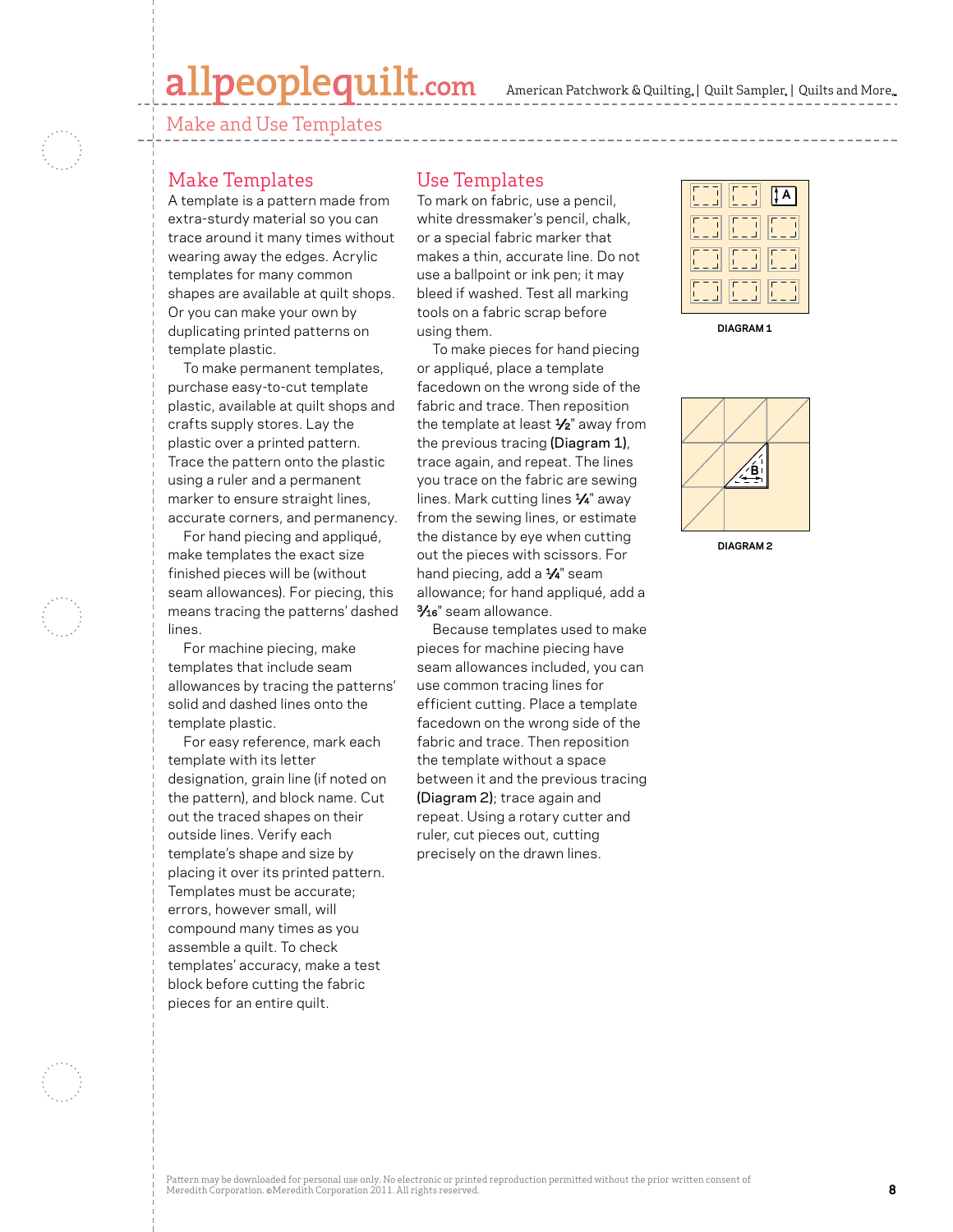## Make and Use Templates

### Make Templates

A template is a pattern made from extra-sturdy material so you can trace around it many times without wearing away the edges. Acrylic templates for many common shapes are available at quilt shops. Or you can make your own by duplicating printed patterns on template plastic.

To make permanent templates, purchase easy-to-cut template plastic, available at quilt shops and crafts supply stores. Lay the plastic over a printed pattern. Trace the pattern onto the plastic using a ruler and a permanent marker to ensure straight lines, accurate corners, and permanency.

For hand piecing and appliqué, make templates the exact size finished pieces will be (without seam allowances). For piecing, this means tracing the patterns' dashed lines.

For machine piecing, make templates that include seam allowances by tracing the patterns' solid and dashed lines onto the template plastic.

For easy reference, mark each template with its letter designation, grain line (if noted on the pattern), and block name. Cut out the traced shapes on their outside lines. Verify each template's shape and size by placing it over its printed pattern. Templates must be accurate; errors, however small, will compound many times as you assemble a quilt. To check templates' accuracy, make a test block before cutting the fabric pieces for an entire quilt.

### Use Templates

To mark on fabric, use a pencil, white dressmaker's pencil, chalk, or a special fabric marker that makes a thin, accurate line. Do not use a ballpoint or ink pen; it may bleed if washed. Test all marking tools on a fabric scrap before using them.

To make pieces for hand piecing or appliqué, place a template facedown on the wrong side of the fabric and trace. Then reposition the template at least ½" away from the previous tracing **(Diagram 1)**, trace again, and repeat. The lines you trace on the fabric are sewing lines. Mark cutting lines ¼" away from the sewing lines, or estimate the distance by eye when cutting out the pieces with scissors. For hand piecing, add a ¼" seam allowance; for hand appliqué, add a 3⁄16" seam allowance.

Because templates used to make pieces for machine piecing have seam allowances included, you can use common tracing lines for efficient cutting. Place a template facedown on the wrong side of the fabric and trace. Then reposition the template without a space between it and the previous tracing **(Diagram 2)**; trace again and repeat. Using a rotary cutter and ruler, cut pieces out, cutting precisely on the drawn lines.

A

DIAGRAM 1

B

DIAGRAM 2

Pattern may be downloaded for personal use only. No electronic or printed reproduction permitted without the prior written consent of Meredith Corporation. ©Meredith Corporation 2011. All rights reserved.